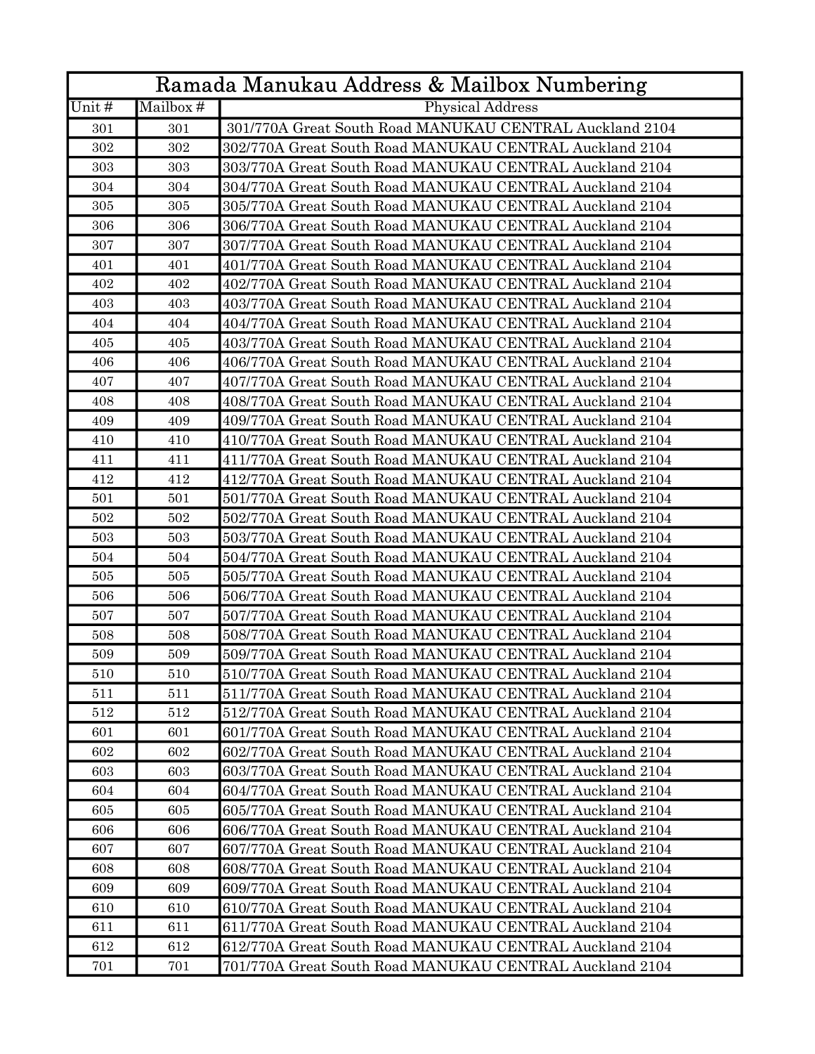| Ramada Manukau Address & Mailbox Numbering | | |
|---|---|---|
| Unit # | Mailbox # | Physical Address |
| 301 | 301 | 301/770A Great South Road MANUKAU CENTRAL Auckland 2104 |
| 302 | 302 | 302/770A Great South Road MANUKAU CENTRAL Auckland 2104 |
| 303 | 303 | 303/770A Great South Road MANUKAU CENTRAL Auckland 2104 |
| 304 | 304 | 304/770A Great South Road MANUKAU CENTRAL Auckland 2104 |
| 305 | 305 | 305/770A Great South Road MANUKAU CENTRAL Auckland 2104 |
| 306 | 306 | 306/770A Great South Road MANUKAU CENTRAL Auckland 2104 |
| 307 | 307 | 307/770A Great South Road MANUKAU CENTRAL Auckland 2104 |
| 401 | 401 | 401/770A Great South Road MANUKAU CENTRAL Auckland 2104 |
| 402 | 402 | 402/770A Great South Road MANUKAU CENTRAL Auckland 2104 |
| 403 | 403 | 403/770A Great South Road MANUKAU CENTRAL Auckland 2104 |
| 404 | 404 | 404/770A Great South Road MANUKAU CENTRAL Auckland 2104 |
| 405 | 405 | 403/770A Great South Road MANUKAU CENTRAL Auckland 2104 |
| 406 | 406 | 406/770A Great South Road MANUKAU CENTRAL Auckland 2104 |
| 407 | 407 | 407/770A Great South Road MANUKAU CENTRAL Auckland 2104 |
| 408 | 408 | 408/770A Great South Road MANUKAU CENTRAL Auckland 2104 |
| 409 | 409 | 409/770A Great South Road MANUKAU CENTRAL Auckland 2104 |
| 410 | 410 | 410/770A Great South Road MANUKAU CENTRAL Auckland 2104 |
| 411 | 411 | 411/770A Great South Road MANUKAU CENTRAL Auckland 2104 |
| 412 | 412 | 412/770A Great South Road MANUKAU CENTRAL Auckland 2104 |
| 501 | 501 | 501/770A Great South Road MANUKAU CENTRAL Auckland 2104 |
| 502 | 502 | 502/770A Great South Road MANUKAU CENTRAL Auckland 2104 |
| 503 | 503 | 503/770A Great South Road MANUKAU CENTRAL Auckland 2104 |
| 504 | 504 | 504/770A Great South Road MANUKAU CENTRAL Auckland 2104 |
| 505 | 505 | 505/770A Great South Road MANUKAU CENTRAL Auckland 2104 |
| 506 | 506 | 506/770A Great South Road MANUKAU CENTRAL Auckland 2104 |
| 507 | 507 | 507/770A Great South Road MANUKAU CENTRAL Auckland 2104 |
| 508 | 508 | 508/770A Great South Road MANUKAU CENTRAL Auckland 2104 |
| 509 | 509 | 509/770A Great South Road MANUKAU CENTRAL Auckland 2104 |
| 510 | 510 | 510/770A Great South Road MANUKAU CENTRAL Auckland 2104 |
| 511 | 511 | 511/770A Great South Road MANUKAU CENTRAL Auckland 2104 |
| 512 | 512 | 512/770A Great South Road MANUKAU CENTRAL Auckland 2104 |
| 601 | 601 | 601/770A Great South Road MANUKAU CENTRAL Auckland 2104 |
| 602 | 602 | 602/770A Great South Road MANUKAU CENTRAL Auckland 2104 |
| 603 | 603 | 603/770A Great South Road MANUKAU CENTRAL Auckland 2104 |
| 604 | 604 | 604/770A Great South Road MANUKAU CENTRAL Auckland 2104 |
| 605 | 605 | 605/770A Great South Road MANUKAU CENTRAL Auckland 2104 |
| 606 | 606 | 606/770A Great South Road MANUKAU CENTRAL Auckland 2104 |
| 607 | 607 | 607/770A Great South Road MANUKAU CENTRAL Auckland 2104 |
| 608 | 608 | 608/770A Great South Road MANUKAU CENTRAL Auckland 2104 |
| 609 | 609 | 609/770A Great South Road MANUKAU CENTRAL Auckland 2104 |
| 610 | 610 | 610/770A Great South Road MANUKAU CENTRAL Auckland 2104 |
| 611 | 611 | 611/770A Great South Road MANUKAU CENTRAL Auckland 2104 |
| 612 | 612 | 612/770A Great South Road MANUKAU CENTRAL Auckland 2104 |
| 701 | 701 | 701/770A Great South Road MANUKAU CENTRAL Auckland 2104 |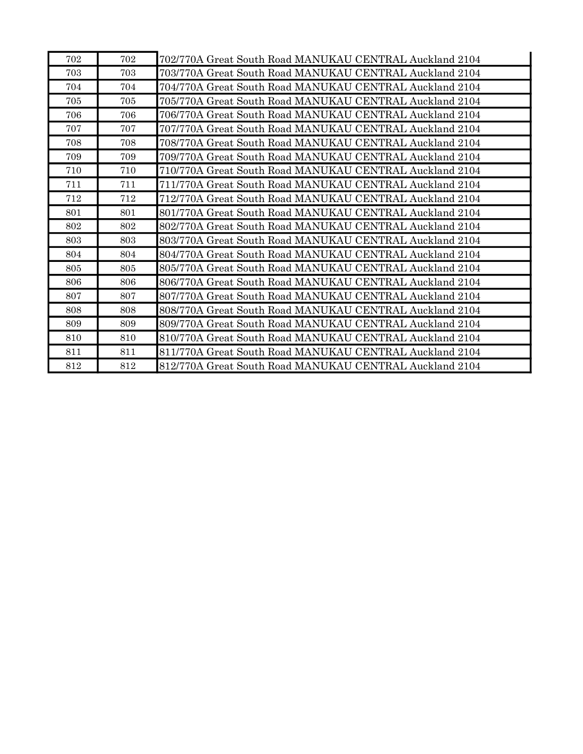| | | |
|---|---|---|
| 702 | 702 | 702/770A Great South Road MANUKAU CENTRAL Auckland 2104 |
| 703 | 703 | 703/770A Great South Road MANUKAU CENTRAL Auckland 2104 |
| 704 | 704 | 704/770A Great South Road MANUKAU CENTRAL Auckland 2104 |
| 705 | 705 | 705/770A Great South Road MANUKAU CENTRAL Auckland 2104 |
| 706 | 706 | 706/770A Great South Road MANUKAU CENTRAL Auckland 2104 |
| 707 | 707 | 707/770A Great South Road MANUKAU CENTRAL Auckland 2104 |
| 708 | 708 | 708/770A Great South Road MANUKAU CENTRAL Auckland 2104 |
| 709 | 709 | 709/770A Great South Road MANUKAU CENTRAL Auckland 2104 |
| 710 | 710 | 710/770A Great South Road MANUKAU CENTRAL Auckland 2104 |
| 711 | 711 | 711/770A Great South Road MANUKAU CENTRAL Auckland 2104 |
| 712 | 712 | 712/770A Great South Road MANUKAU CENTRAL Auckland 2104 |
| 801 | 801 | 801/770A Great South Road MANUKAU CENTRAL Auckland 2104 |
| 802 | 802 | 802/770A Great South Road MANUKAU CENTRAL Auckland 2104 |
| 803 | 803 | 803/770A Great South Road MANUKAU CENTRAL Auckland 2104 |
| 804 | 804 | 804/770A Great South Road MANUKAU CENTRAL Auckland 2104 |
| 805 | 805 | 805/770A Great South Road MANUKAU CENTRAL Auckland 2104 |
| 806 | 806 | 806/770A Great South Road MANUKAU CENTRAL Auckland 2104 |
| 807 | 807 | 807/770A Great South Road MANUKAU CENTRAL Auckland 2104 |
| 808 | 808 | 808/770A Great South Road MANUKAU CENTRAL Auckland 2104 |
| 809 | 809 | 809/770A Great South Road MANUKAU CENTRAL Auckland 2104 |
| 810 | 810 | 810/770A Great South Road MANUKAU CENTRAL Auckland 2104 |
| 811 | 811 | 811/770A Great South Road MANUKAU CENTRAL Auckland 2104 |
| 812 | 812 | 812/770A Great South Road MANUKAU CENTRAL Auckland 2104 |